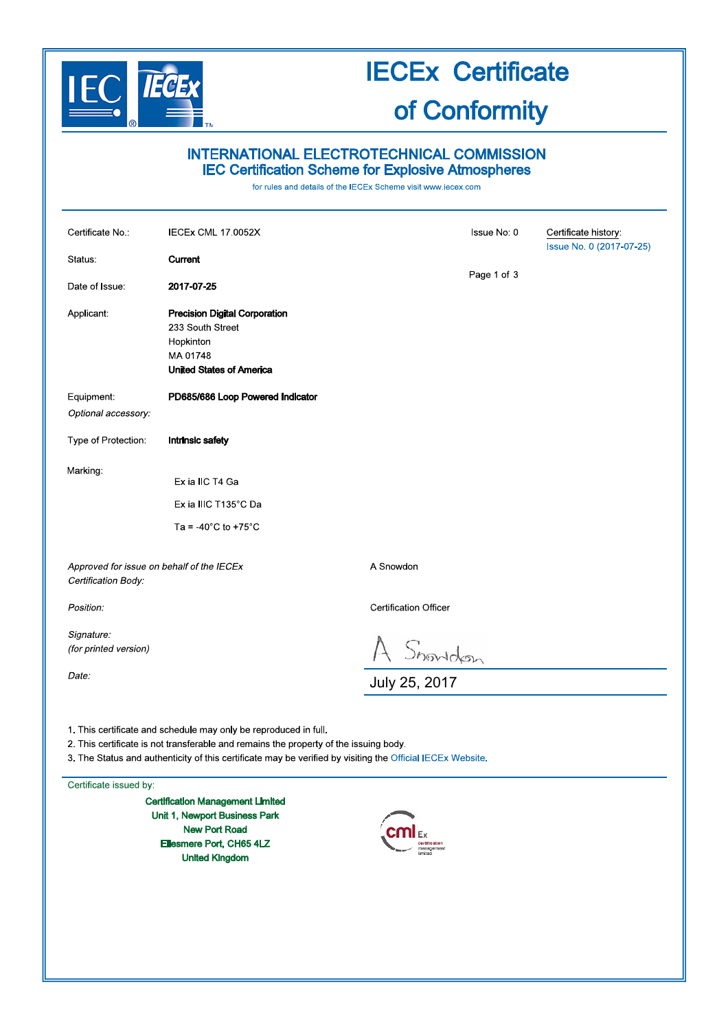# IECEx Certificate of Conformity

## INTERNATIONAL ELECTROTECHNICAL COMMISSION
## IEC Certification Scheme for Explosive Atmospheres

for rules and details of the IECEx Scheme visit www.iecex.com

| | | | |
|---|---|---|---|
| Certificate No.: | IECEx CML 17.0052X | Issue No: 0 | Certificate history: Issue No. 0 (2017-07-25) |
| Status: | **Current** | | |
| Date of Issue: | **2017-07-25** | | |

Applicant: **Precision Digital Corporation**
233 South Street
Hopkinton
MA 01748
**United States of America**

Equipment: **PD685/686 Loop Powered Indicator**

*Optional accessory:*

Type of Protection: **Intrinsic safety**

Marking:

Ex ia IIC T4 Ga

Ex ia IIIC T135°C Da

Ta = -40°C to +75°C

*Approved for issue on behalf of the IECEx Certification Body:* A Snowdon

*Position:* Certification Officer

*Signature:*
*(for printed version)*

*Date:* July 25, 2017

1. This certificate and schedule may only be reproduced in full.
2. This certificate is not transferable and remains the property of the issuing body.
3. The Status and authenticity of this certificate may be verified by visiting the Official IECEx Website.

Certificate issued by:

**Certification Management Limited**
**Unit 1, Newport Business Park**
**New Port Road**
**Ellesmere Port, CH65 4LZ**
**United Kingdom**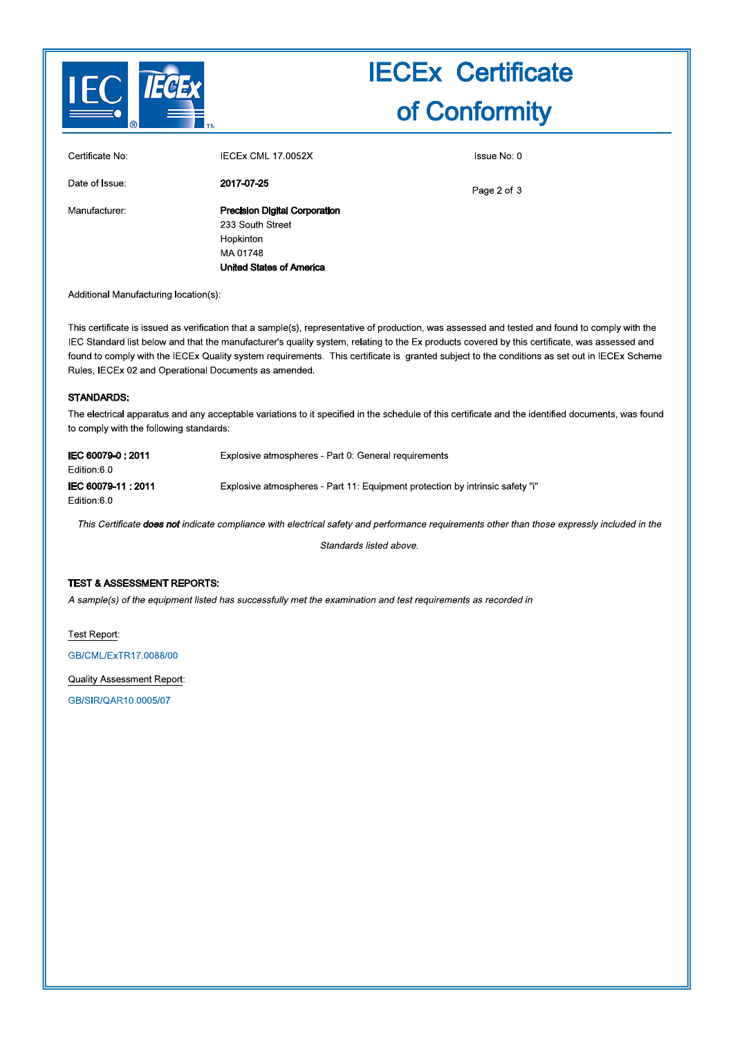# IECEx Certificate of Conformity

| | | |
|---|---|---|
| Certificate No: | IECEx CML 17.0052X | Issue No: 0 |
| Date of Issue: | **2017-07-25** | |
| Manufacturer: | **Precision Digital Corporation**<br>233 South Street<br>Hopkinton<br>MA 01748<br>**United States of America** | |

Additional Manufacturing location(s):

This certificate is issued as verification that a sample(s), representative of production, was assessed and tested and found to comply with the IEC Standard list below and that the manufacturer's quality system, relating to the Ex products covered by this certificate, was assessed and found to comply with the IECEx Quality system requirements. This certificate is granted subject to the conditions as set out in IECEx Scheme Rules, IECEx 02 and Operational Documents as amended.

**STANDARDS:**

The electrical apparatus and any acceptable variations to it specified in the schedule of this certificate and the identified documents, was found to comply with the following standards:

| | |
|---|---|
| **IEC 60079-0 : 2011**<br>Edition:6.0 | Explosive atmospheres - Part 0: General requirements |
| **IEC 60079-11 : 2011**<br>Edition:6.0 | Explosive atmospheres - Part 11: Equipment protection by intrinsic safety "i" |

*This Certificate **does not** indicate compliance with electrical safety and performance requirements other than those expressly included in the Standards listed above.*

**TEST & ASSESSMENT REPORTS:**

*A sample(s) of the equipment listed has successfully met the examination and test requirements as recorded in*

Test Report:

GB/CML/ExTR17.0088/00

Quality Assessment Report:

GB/SIR/QAR10.0005/07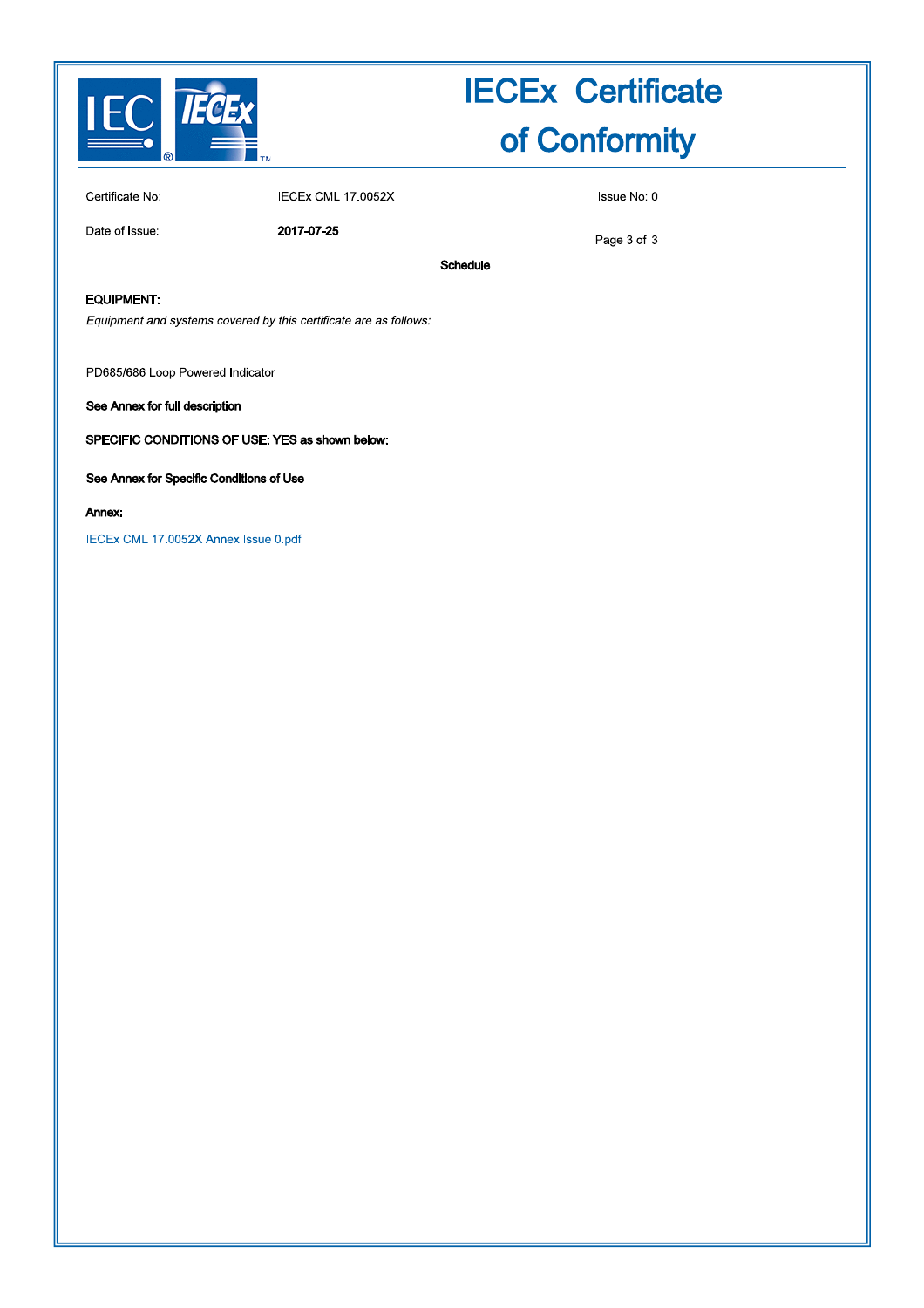# IECEx Certificate of Conformity

| | | |
|---|---|---|
| Certificate No: | IECEx CML 17.0052X | Issue No: 0 |
| Date of Issue: | **2017-07-25** | |

**Schedule**

**EQUIPMENT:**

*Equipment and systems covered by this certificate are as follows:*

PD685/686 Loop Powered Indicator

**See Annex for full description**

**SPECIFIC CONDITIONS OF USE: YES as shown below:**

**See Annex for Specific Conditions of Use**

**Annex:**

IECEx CML 17.0052X Annex Issue 0.pdf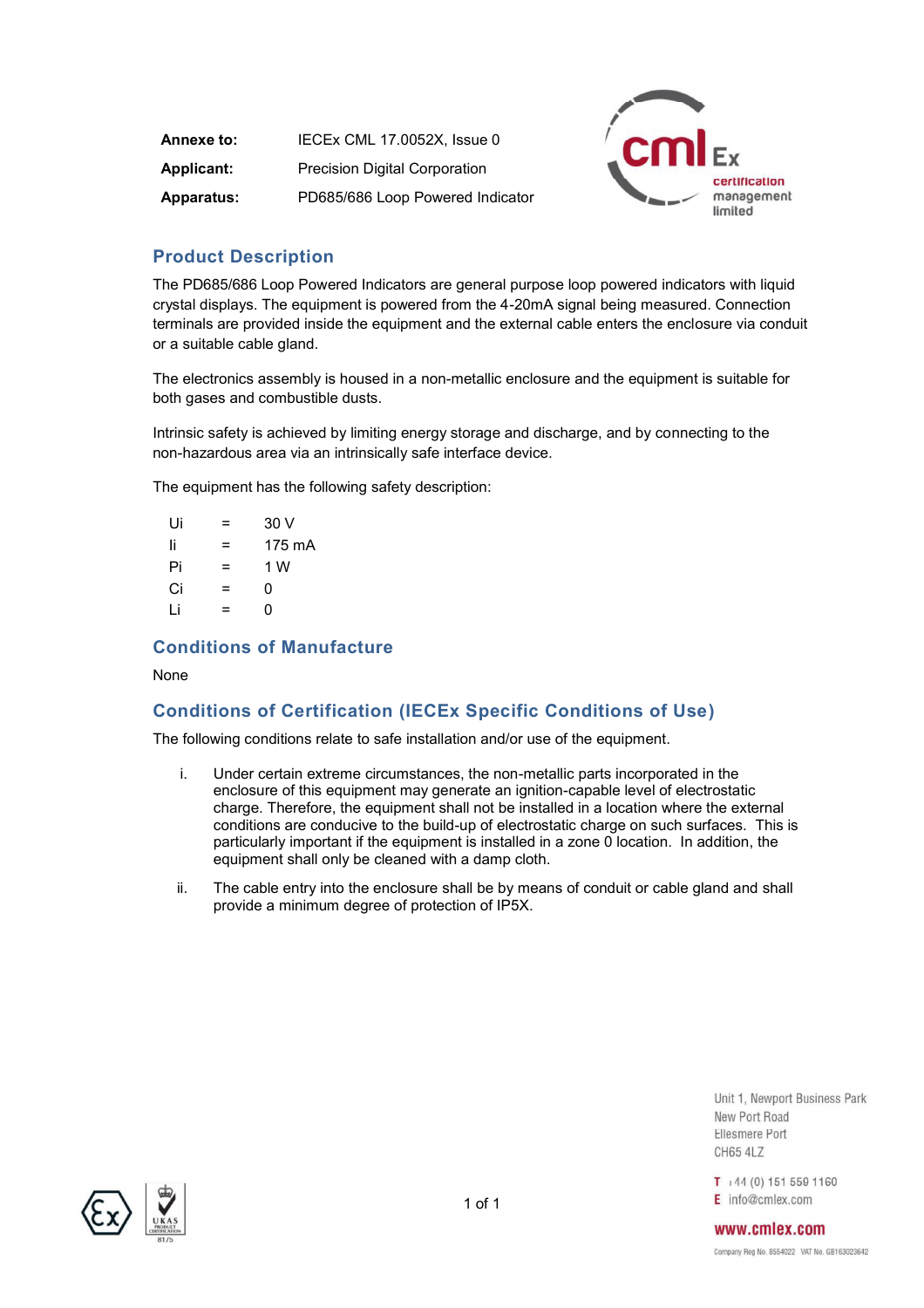| | |
|---|---|
| **Annexe to:** | IECEx CML 17.0052X, Issue 0 |
| **Applicant:** | Precision Digital Corporation |
| **Apparatus:** | PD685/686 Loop Powered Indicator |

## Product Description

The PD685/686 Loop Powered Indicators are general purpose loop powered indicators with liquid crystal displays. The equipment is powered from the 4-20mA signal being measured. Connection terminals are provided inside the equipment and the external cable enters the enclosure via conduit or a suitable cable gland.

The electronics assembly is housed in a non-metallic enclosure and the equipment is suitable for both gases and combustible dusts.

Intrinsic safety is achieved by limiting energy storage and discharge, and by connecting to the non-hazardous area via an intrinsically safe interface device.

The equipment has the following safety description:

| | | |
|---|---|---|
| Ui | = | 30 V |
| Ii | = | 175 mA |
| Pi | = | 1 W |
| Ci | = | 0 |
| Li | = | 0 |

## Conditions of Manufacture

None

## Conditions of Certification (IECEx Specific Conditions of Use)

The following conditions relate to safe installation and/or use of the equipment.

i. Under certain extreme circumstances, the non-metallic parts incorporated in the enclosure of this equipment may generate an ignition-capable level of electrostatic charge. Therefore, the equipment shall not be installed in a location where the external conditions are conducive to the build-up of electrostatic charge on such surfaces. This is particularly important if the equipment is installed in a zone 0 location. In addition, the equipment shall only be cleaned with a damp cloth.

ii. The cable entry into the enclosure shall be by means of conduit or cable gland and shall provide a minimum degree of protection of IP5X.

Unit 1, Newport Business Park
New Port Road
Ellesmere Port
CH65 4LZ

T +44 (0) 151 559 1160
E info@cmlex.com

www.cmlex.com

Company Reg No. 8554022 VAT No. GB163023642